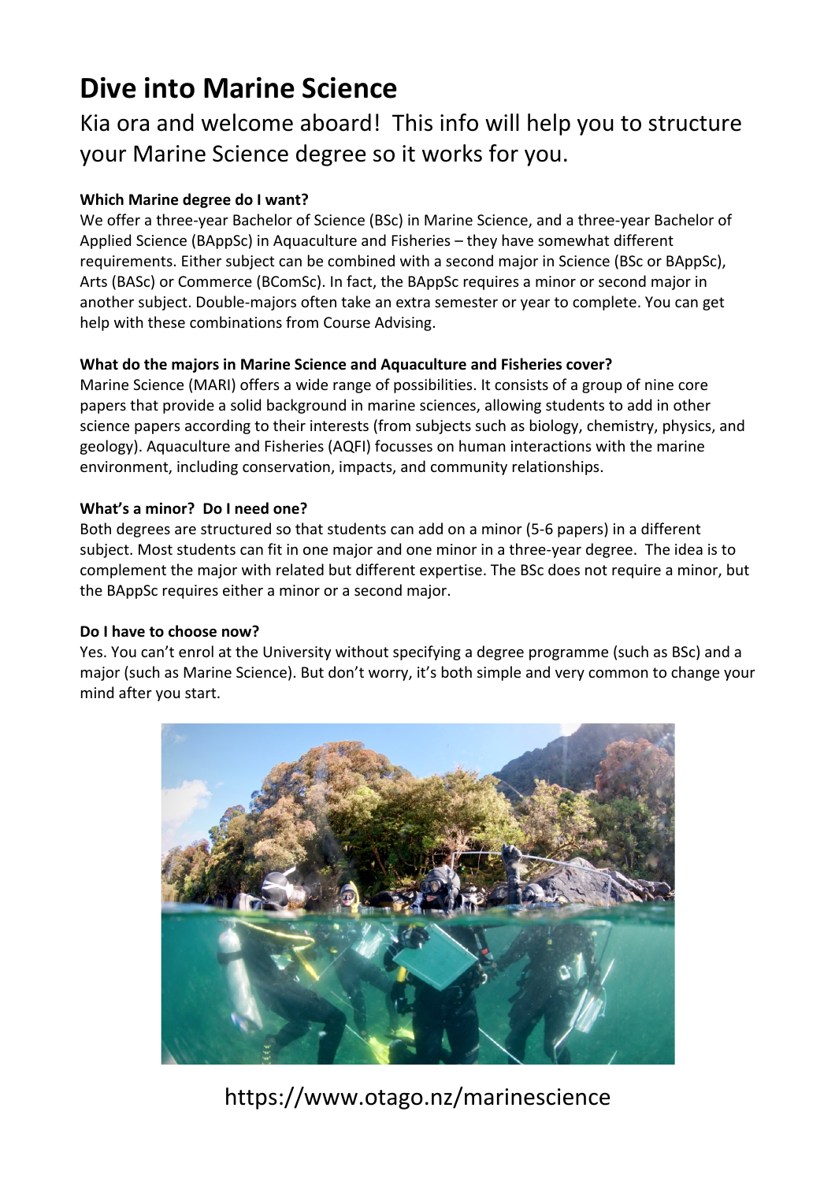# Dive into Marine Science

Kia ora and welcome aboard! This info will help you to structure your Marine Science degree so it works for you.

**Which Marine degree do I want?**

We offer a three-year Bachelor of Science (BSc) in Marine Science, and a three-year Bachelor of Applied Science (BAppSc) in Aquaculture and Fisheries – they have somewhat different requirements. Either subject can be combined with a second major in Science (BSc or BAppSc), Arts (BASc) or Commerce (BComSc). In fact, the BAppSc requires a minor or second major in another subject. Double-majors often take an extra semester or year to complete. You can get help with these combinations from Course Advising.

**What do the majors in Marine Science and Aquaculture and Fisheries cover?**

Marine Science (MARI) offers a wide range of possibilities. It consists of a group of nine core papers that provide a solid background in marine sciences, allowing students to add in other science papers according to their interests (from subjects such as biology, chemistry, physics, and geology). Aquaculture and Fisheries (AQFI) focusses on human interactions with the marine environment, including conservation, impacts, and community relationships.

**What's a minor? Do I need one?**

Both degrees are structured so that students can add on a minor (5-6 papers) in a different subject. Most students can fit in one major and one minor in a three-year degree. The idea is to complement the major with related but different expertise. The BSc does not require a minor, but the BAppSc requires either a minor or a second major.

**Do I have to choose now?**

Yes. You can't enrol at the University without specifying a degree programme (such as BSc) and a major (such as Marine Science). But don't worry, it's both simple and very common to change your mind after you start.

https://www.otago.nz/marinescience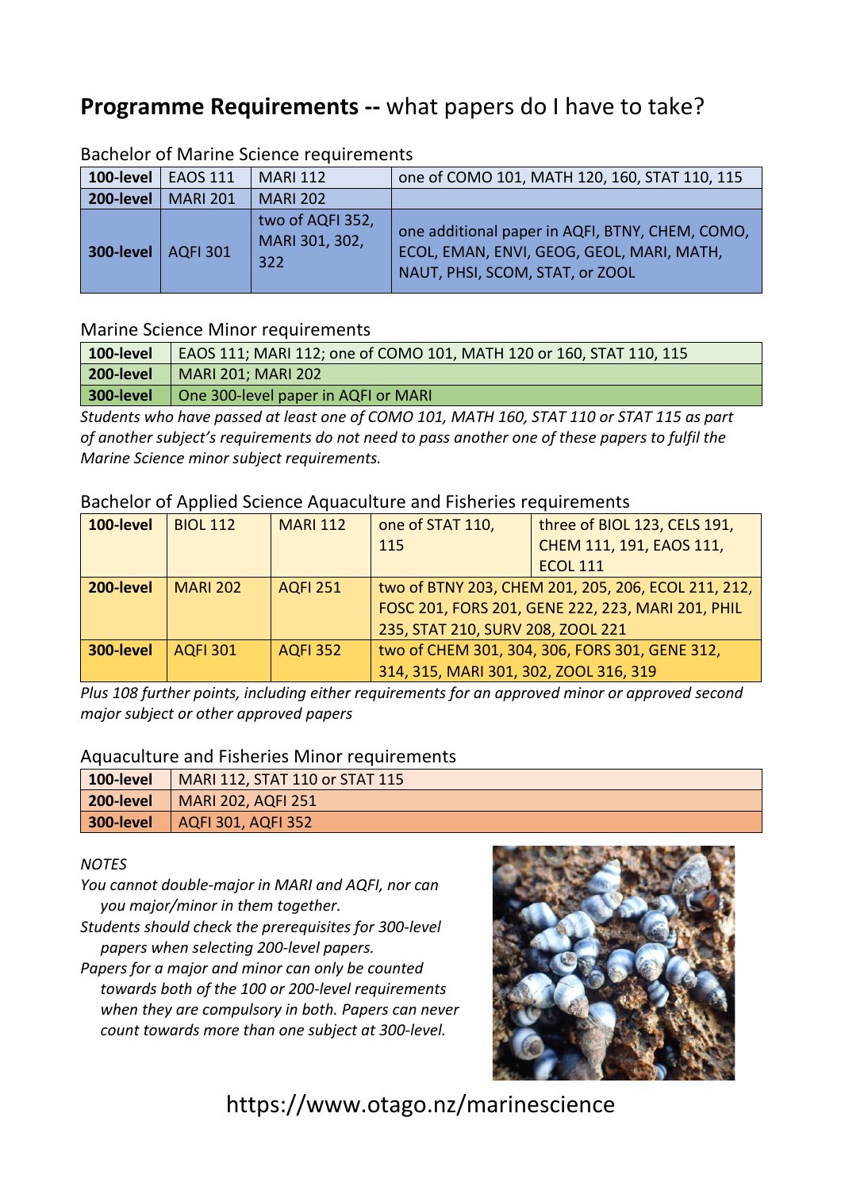# **Programme Requirements --** what papers do I have to take?

Bachelor of Marine Science requirements

| | | | |
|---|---|---|---|
| **100-level** | EAOS 111 | MARI 112 | one of COMO 101, MATH 120, 160, STAT 110, 115 |
| **200-level** | MARI 201 | MARI 202 | |
| **300-level** | AQFI 301 | two of AQFI 352, MARI 301, 302, 322 | one additional paper in AQFI, BTNY, CHEM, COMO, ECOL, EMAN, ENVI, GEOG, GEOL, MARI, MATH, NAUT, PHSI, SCOM, STAT, or ZOOL |

Marine Science Minor requirements

| | |
|---|---|
| **100-level** | EAOS 111; MARI 112; one of COMO 101, MATH 120 or 160, STAT 110, 115 |
| **200-level** | MARI 201; MARI 202 |
| **300-level** | One 300-level paper in AQFI or MARI |

*Students who have passed at least one of COMO 101, MATH 160, STAT 110 or STAT 115 as part of another subject's requirements do not need to pass another one of these papers to fulfil the Marine Science minor subject requirements.*

Bachelor of Applied Science Aquaculture and Fisheries requirements

| | | | | |
|---|---|---|---|---|
| **100-level** | BIOL 112 | MARI 112 | one of STAT 110, 115 | three of BIOL 123, CELS 191, CHEM 111, 191, EAOS 111, ECOL 111 |
| **200-level** | MARI 202 | AQFI 251 | two of BTNY 203, CHEM 201, 205, 206, ECOL 211, 212, FOSC 201, FORS 201, GENE 222, 223, MARI 201, PHIL 235, STAT 210, SURV 208, ZOOL 221 | |
| **300-level** | AQFI 301 | AQFI 352 | two of CHEM 301, 304, 306, FORS 301, GENE 312, 314, 315, MARI 301, 302, ZOOL 316, 319 | |

*Plus 108 further points, including either requirements for an approved minor or approved second major subject or other approved papers*

Aquaculture and Fisheries Minor requirements

| | |
|---|---|
| **100-level** | MARI 112, STAT 110 or STAT 115 |
| **200-level** | MARI 202, AQFI 251 |
| **300-level** | AQFI 301, AQFI 352 |

*NOTES*

*You cannot double-major in MARI and AQFI, nor can you major/minor in them together.*

*Students should check the prerequisites for 300-level papers when selecting 200-level papers.*

*Papers for a major and minor can only be counted towards both of the 100 or 200-level requirements when they are compulsory in both. Papers can never count towards more than one subject at 300-level.*

https://www.otago.nz/marinescience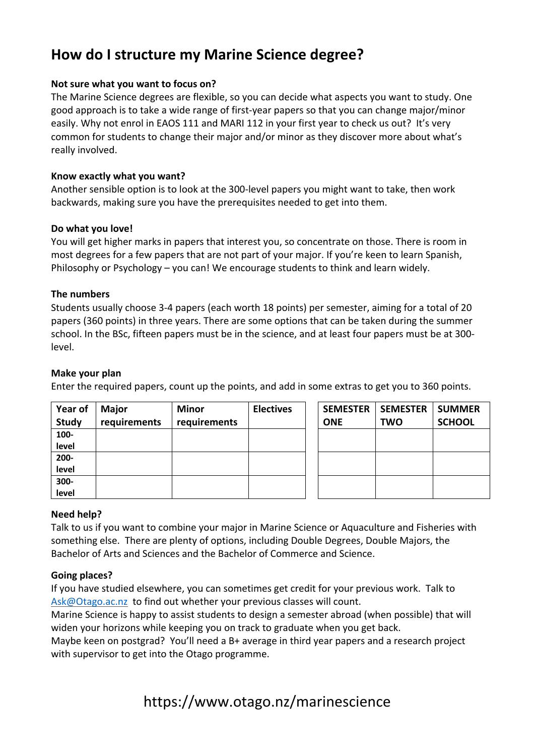# How do I structure my Marine Science degree?

**Not sure what you want to focus on?**

The Marine Science degrees are flexible, so you can decide what aspects you want to study. One good approach is to take a wide range of first-year papers so that you can change major/minor easily. Why not enrol in EAOS 111 and MARI 112 in your first year to check us out? It's very common for students to change their major and/or minor as they discover more about what's really involved.

**Know exactly what you want?**

Another sensible option is to look at the 300-level papers you might want to take, then work backwards, making sure you have the prerequisites needed to get into them.

**Do what you love!**

You will get higher marks in papers that interest you, so concentrate on those. There is room in most degrees for a few papers that are not part of your major. If you're keen to learn Spanish, Philosophy or Psychology – you can! We encourage students to think and learn widely.

**The numbers**

Students usually choose 3-4 papers (each worth 18 points) per semester, aiming for a total of 20 papers (360 points) in three years. There are some options that can be taken during the summer school. In the BSc, fifteen papers must be in the science, and at least four papers must be at 300-level.

**Make your plan**

Enter the required papers, count up the points, and add in some extras to get you to 360 points.

| Year of Study | Major requirements | Minor requirements | Electives |
|---|---|---|---|
| 100-level | | | |
| 200-level | | | |
| 300-level | | | |

| SEMESTER ONE | SEMESTER TWO | SUMMER SCHOOL |
|---|---|---|
| | | |
| | | |
| | | |

**Need help?**

Talk to us if you want to combine your major in Marine Science or Aquaculture and Fisheries with something else. There are plenty of options, including Double Degrees, Double Majors, the Bachelor of Arts and Sciences and the Bachelor of Commerce and Science.

**Going places?**

If you have studied elsewhere, you can sometimes get credit for your previous work. Talk to Ask@Otago.ac.nz to find out whether your previous classes will count.

Marine Science is happy to assist students to design a semester abroad (when possible) that will widen your horizons while keeping you on track to graduate when you get back.

Maybe keen on postgrad? You'll need a B+ average in third year papers and a research project with supervisor to get into the Otago programme.

https://www.otago.nz/marinescience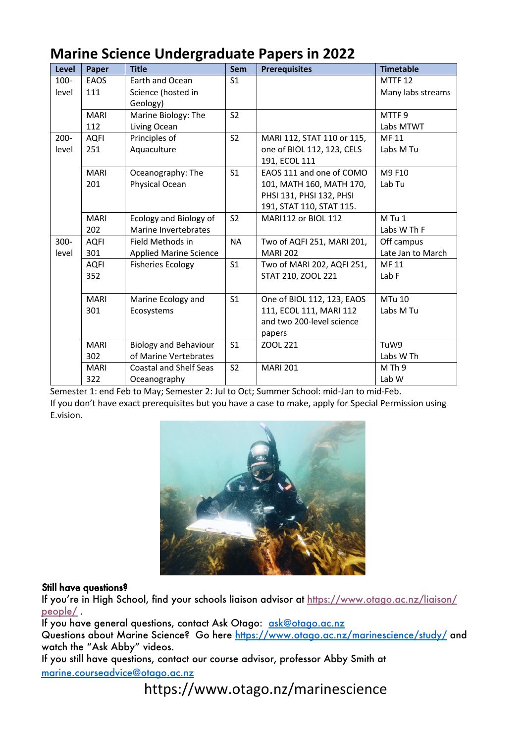# Marine Science Undergraduate Papers in 2022

| Level | Paper | Title | Sem | Prerequisites | Timetable |
|---|---|---|---|---|---|
| 100-level | EAOS 111 | Earth and Ocean Science (hosted in Geology) | S1 | | MTTF 12<br>Many labs streams |
| | MARI 112 | Marine Biology: The Living Ocean | S2 | | MTTF 9<br>Labs MTWT |
| 200-level | AQFI 251 | Principles of Aquaculture | S2 | MARI 112, STAT 110 or 115, one of BIOL 112, 123, CELS 191, ECOL 111 | MF 11<br>Labs M Tu |
| | MARI 201 | Oceanography: The Physical Ocean | S1 | EAOS 111 and one of COMO 101, MATH 160, MATH 170, PHSI 131, PHSI 132, PHSI 191, STAT 110, STAT 115. | M9 F10<br>Lab Tu |
| | MARI 202 | Ecology and Biology of Marine Invertebrates | S2 | MARI112 or BIOL 112 | M Tu 1<br>Labs W Th F |
| 300-level | AQFI 301 | Field Methods in Applied Marine Science | NA | Two of AQFI 251, MARI 201, MARI 202 | Off campus<br>Late Jan to March |
| | AQFI 352 | Fisheries Ecology | S1 | Two of MARI 202, AQFI 251, STAT 210, ZOOL 221 | MF 11<br>Lab F |
| | MARI 301 | Marine Ecology and Ecosystems | S1 | One of BIOL 112, 123, EAOS 111, ECOL 111, MARI 112 and two 200-level science papers | MTu 10<br>Labs M Tu |
| | MARI 302 | Biology and Behaviour of Marine Vertebrates | S1 | ZOOL 221 | TuW9<br>Labs W Th |
| | MARI 322 | Coastal and Shelf Seas Oceanography | S2 | MARI 201 | M Th 9<br>Lab W |

Semester 1: end Feb to May; Semester 2: Jul to Oct; Summer School: mid-Jan to mid-Feb.
If you don't have exact prerequisites but you have a case to make, apply for Special Permission using E.vision.

**Still have questions?**

If you're in High School, find your schools liaison advisor at https://www.otago.ac.nz/liaison/people/ .

If you have general questions, contact Ask Otago: ask@otago.ac.nz

Questions about Marine Science? Go here https://www.otago.ac.nz/marinescience/study/ and watch the "Ask Abby" videos.

If you still have questions, contact our course advisor, professor Abby Smith at marine.courseadvice@otago.ac.nz

https://www.otago.nz/marinescience